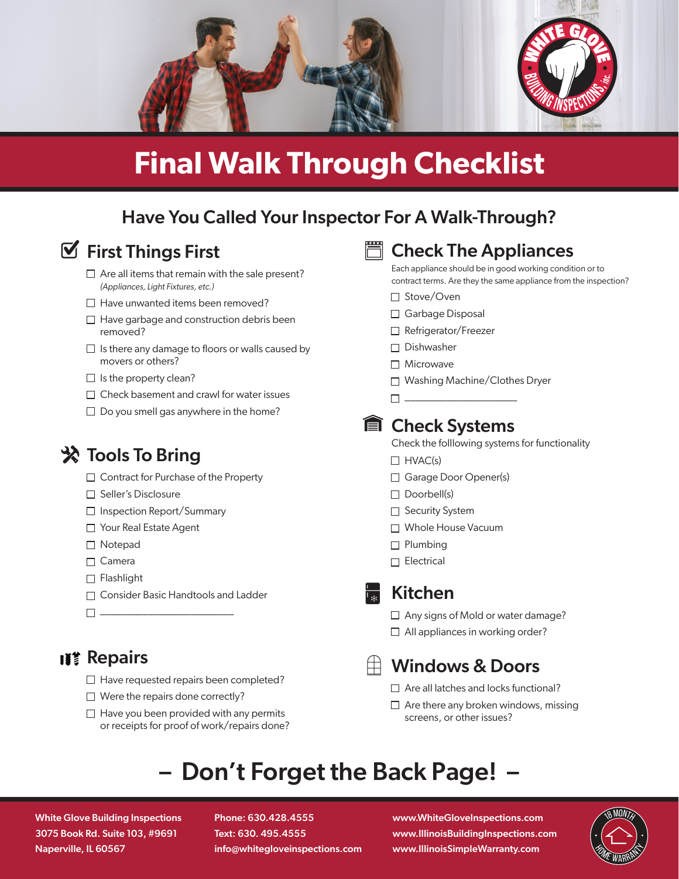# Final Walk Through Checklist

## Have You Called Your Inspector For A Walk-Through?

### First Things First

- ☐ Are all items that remain with the sale present? *(Appliances, Light Fixtures, etc.)*
- ☐ Have unwanted items been removed?
- ☐ Have garbage and construction debris been removed?
- ☐ Is there any damage to floors or walls caused by movers or others?
- ☐ Is the property clean?
- ☐ Check basement and crawl for water issues
- ☐ Do you smell gas anywhere in the home?

### Tools To Bring

- ☐ Contract for Purchase of the Property
- ☐ Seller's Disclosure
- ☐ Inspection Report/Summary
- ☐ Your Real Estate Agent
- ☐ Notepad
- ☐ Camera
- ☐ Flashlight
- ☐ Consider Basic Handtools and Ladder
- ☐ ______________________

### Repairs

- ☐ Have requested repairs been completed?
- ☐ Were the repairs done correctly?
- ☐ Have you been provided with any permits or receipts for proof of work/repairs done?

### Check The Appliances

Each appliance should be in good working condition or to contract terms. Are they the same appliance from the inspection?

- ☐ Stove/Oven
- ☐ Garbage Disposal
- ☐ Refrigerator/Freezer
- ☐ Dishwasher
- ☐ Microwave
- ☐ Washing Machine/Clothes Dryer
- ☐ ____________________

### Check Systems

Check the folllowing systems for functionality

- ☐ HVAC(s)
- ☐ Garage Door Opener(s)
- ☐ Doorbell(s)
- ☐ Security System
- ☐ Whole House Vacuum
- ☐ Plumbing
- ☐ Electrical

### Kitchen

- ☐ Any signs of Mold or water damage?
- ☐ All appliances in working order?

### Windows & Doors

- ☐ Are all latches and locks functional?
- ☐ Are there any broken windows, missing screens, or other issues?

## – Don't Forget the Back Page! –

**White Glove Building Inspections**
**3075 Book Rd. Suite 103, #9691**
**Naperville, IL 60567**

**Phone: 630.428.4555**
**Text: 630. 495.4555**
**info@whitegloveinspections.com**

**www.WhiteGloveInspections.com**
**www.IllinoisBuildingInspections.com**
**www.IllinoisSimpleWarranty.com**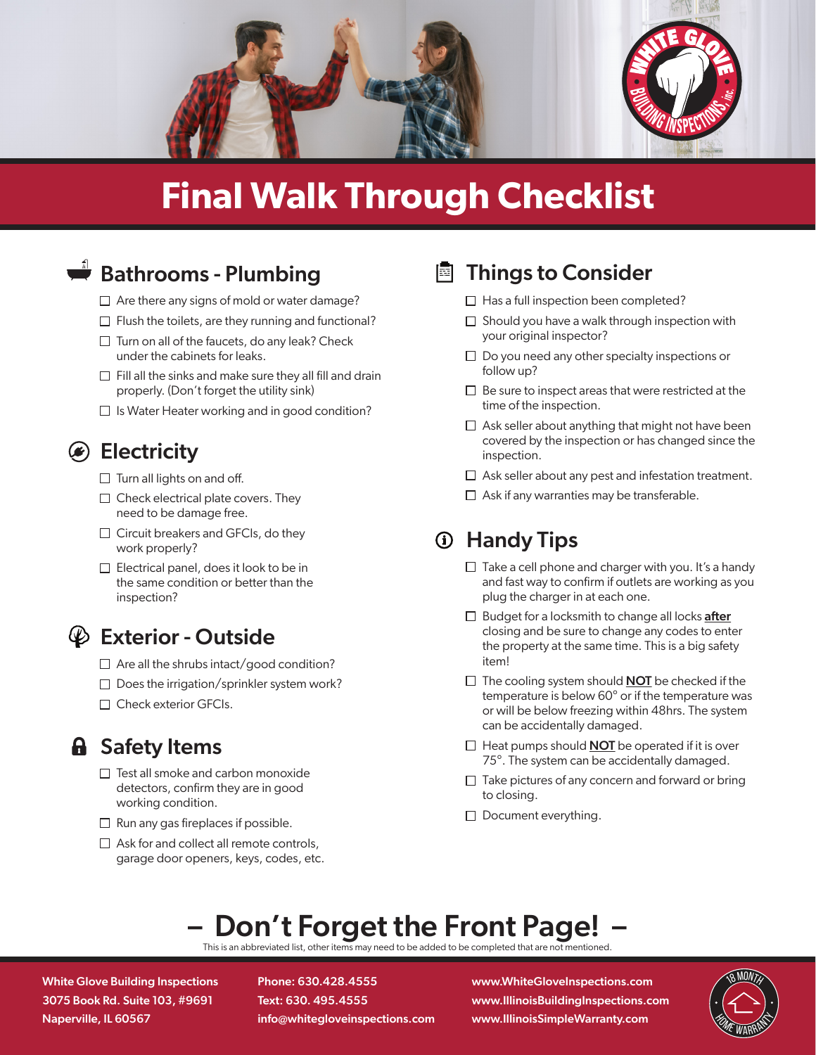# Final Walk Through Checklist

## Bathrooms - Plumbing

- [ ] Are there any signs of mold or water damage?
- [ ] Flush the toilets, are they running and functional?
- [ ] Turn on all of the faucets, do any leak? Check under the cabinets for leaks.
- [ ] Fill all the sinks and make sure they all fill and drain properly. (Don't forget the utility sink)
- [ ] Is Water Heater working and in good condition?

## Electricity

- [ ] Turn all lights on and off.
- [ ] Check electrical plate covers. They need to be damage free.
- [ ] Circuit breakers and GFCIs, do they work properly?
- [ ] Electrical panel, does it look to be in the same condition or better than the inspection?

## Exterior - Outside

- [ ] Are all the shrubs intact/good condition?
- [ ] Does the irrigation/sprinkler system work?
- [ ] Check exterior GFCIs.

## Safety Items

- [ ] Test all smoke and carbon monoxide detectors, confirm they are in good working condition.
- [ ] Run any gas fireplaces if possible.
- [ ] Ask for and collect all remote controls, garage door openers, keys, codes, etc.

## Things to Consider

- [ ] Has a full inspection been completed?
- [ ] Should you have a walk through inspection with your original inspector?
- [ ] Do you need any other specialty inspections or follow up?
- [ ] Be sure to inspect areas that were restricted at the time of the inspection.
- [ ] Ask seller about anything that might not have been covered by the inspection or has changed since the inspection.
- [ ] Ask seller about any pest and infestation treatment.
- [ ] Ask if any warranties may be transferable.

## Handy Tips

- [ ] Take a cell phone and charger with you. It's a handy and fast way to confirm if outlets are working as you plug the charger in at each one.
- [ ] Budget for a locksmith to change all locks **after** closing and be sure to change any codes to enter the property at the same time. This is a big safety item!
- [ ] The cooling system should **NOT** be checked if the temperature is below 60° or if the temperature was or will be below freezing within 48hrs. The system can be accidentally damaged.
- [ ] Heat pumps should **NOT** be operated if it is over 75°. The system can be accidentally damaged.
- [ ] Take pictures of any concern and forward or bring to closing.
- [ ] Document everything.

## – Don't Forget the Front Page! –

This is an abbreviated list, other items may need to be added to be completed that are not mentioned.

**White Glove Building Inspections**
**3075 Book Rd. Suite 103, #9691**
**Naperville, IL 60567**

**Phone: 630.428.4555**
**Text: 630. 495.4555**
**info@whitegloveinspections.com**

**www.WhiteGloveInspections.com**
**www.IllinoisBuildingInspections.com**
**www.IllinoisSimpleWarranty.com**